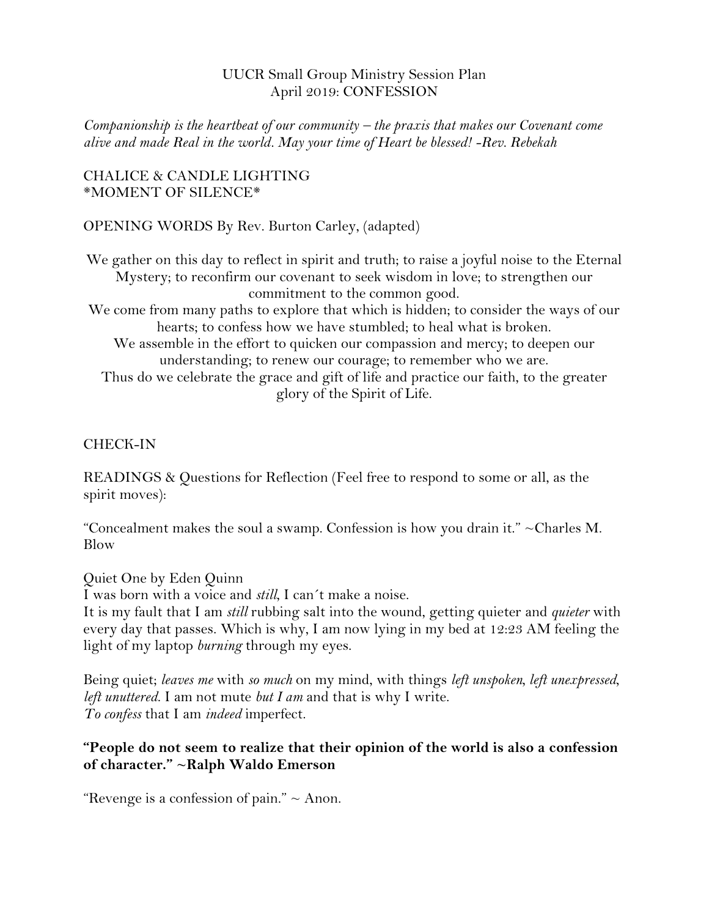UUCR Small Group Ministry Session Plan
April 2019: CONFESSION

*Companionship is the heartbeat of our community – the praxis that makes our Covenant come alive and made Real in the world. May your time of Heart be blessed! -Rev. Rebekah*

CHALICE & CANDLE LIGHTING
*MOMENT OF SILENCE*

OPENING WORDS By Rev. Burton Carley, (adapted)

We gather on this day to reflect in spirit and truth; to raise a joyful noise to the Eternal Mystery; to reconfirm our covenant to seek wisdom in love; to strengthen our commitment to the common good.
We come from many paths to explore that which is hidden; to consider the ways of our hearts; to confess how we have stumbled; to heal what is broken.
We assemble in the effort to quicken our compassion and mercy; to deepen our understanding; to renew our courage; to remember who we are.
Thus do we celebrate the grace and gift of life and practice our faith, to the greater glory of the Spirit of Life.

CHECK-IN

READINGS & Questions for Reflection (Feel free to respond to some or all, as the spirit moves):

"Concealment makes the soul a swamp. Confession is how you drain it." ~Charles M. Blow

Quiet One by Eden Quinn
I was born with a voice and *still*, I can´t make a noise.
It is my fault that I am *still* rubbing salt into the wound, getting quieter and *quieter* with every day that passes. Which is why, I am now lying in my bed at 12:23 AM feeling the light of my laptop *burning* through my eyes.

Being quiet; *leaves me* with *so much* on my mind, with things *left unspoken, left unexpressed, left unuttered.* I am not mute *but I am* and that is why I write.
*To confess* that I am *indeed* imperfect.

**"People do not seem to realize that their opinion of the world is also a confession of character." ~Ralph Waldo Emerson**

"Revenge is a confession of pain." ~ Anon.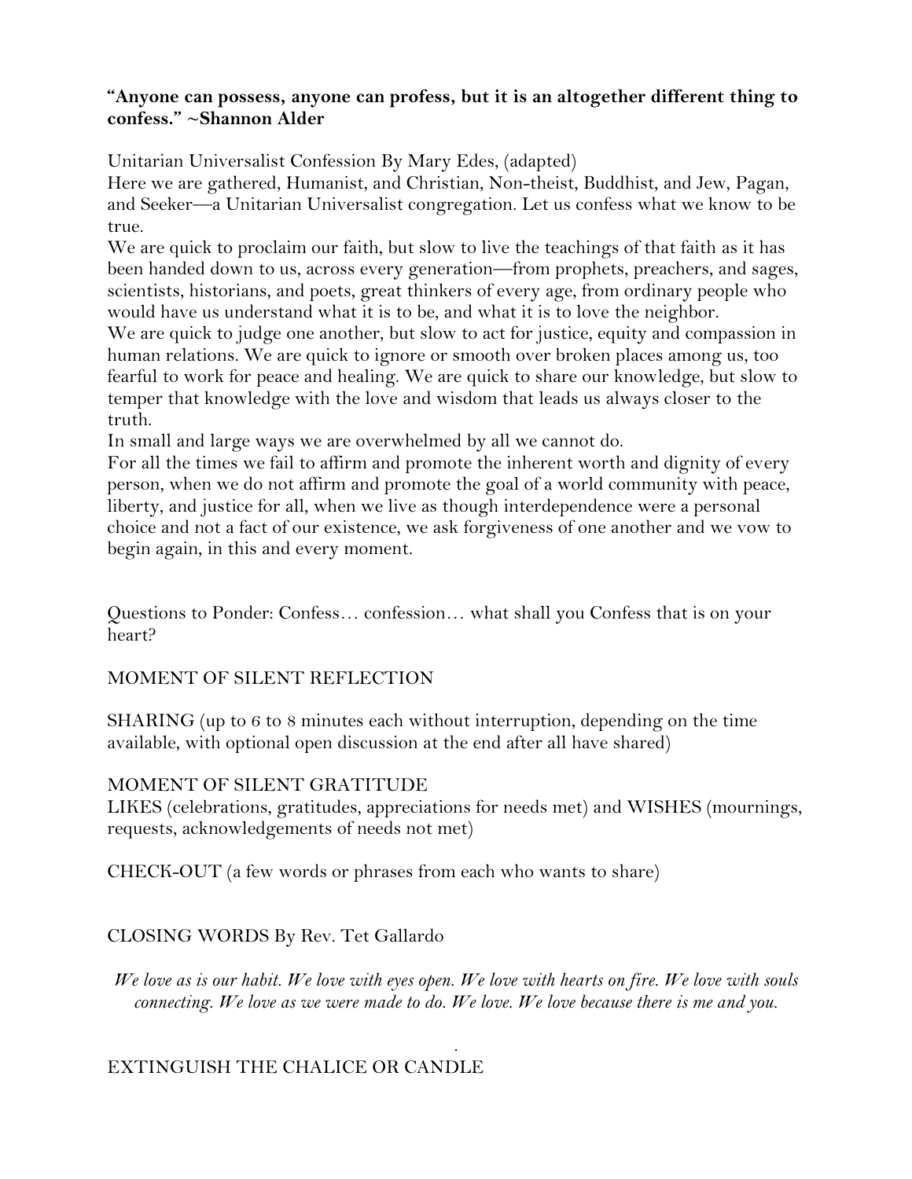**"Anyone can possess, anyone can profess, but it is an altogether different thing to confess." ~Shannon Alder**

Unitarian Universalist Confession By Mary Edes, (adapted)

Here we are gathered, Humanist, and Christian, Non-theist, Buddhist, and Jew, Pagan, and Seeker—a Unitarian Universalist congregation. Let us confess what we know to be true.

We are quick to proclaim our faith, but slow to live the teachings of that faith as it has been handed down to us, across every generation—from prophets, preachers, and sages, scientists, historians, and poets, great thinkers of every age, from ordinary people who would have us understand what it is to be, and what it is to love the neighbor.

We are quick to judge one another, but slow to act for justice, equity and compassion in human relations. We are quick to ignore or smooth over broken places among us, too fearful to work for peace and healing. We are quick to share our knowledge, but slow to temper that knowledge with the love and wisdom that leads us always closer to the truth.

In small and large ways we are overwhelmed by all we cannot do.

For all the times we fail to affirm and promote the inherent worth and dignity of every person, when we do not affirm and promote the goal of a world community with peace, liberty, and justice for all, when we live as though interdependence were a personal choice and not a fact of our existence, we ask forgiveness of one another and we vow to begin again, in this and every moment.

Questions to Ponder: Confess… confession… what shall you Confess that is on your heart?

MOMENT OF SILENT REFLECTION

SHARING (up to 6 to 8 minutes each without interruption, depending on the time available, with optional open discussion at the end after all have shared)

MOMENT OF SILENT GRATITUDE

LIKES (celebrations, gratitudes, appreciations for needs met) and WISHES (mournings, requests, acknowledgements of needs not met)

CHECK-OUT (a few words or phrases from each who wants to share)

CLOSING WORDS By Rev. Tet Gallardo

*We love as is our habit. We love with eyes open. We love with hearts on fire. We love with souls connecting. We love as we were made to do. We love. We love because there is me and you.*

EXTINGUISH THE CHALICE OR CANDLE